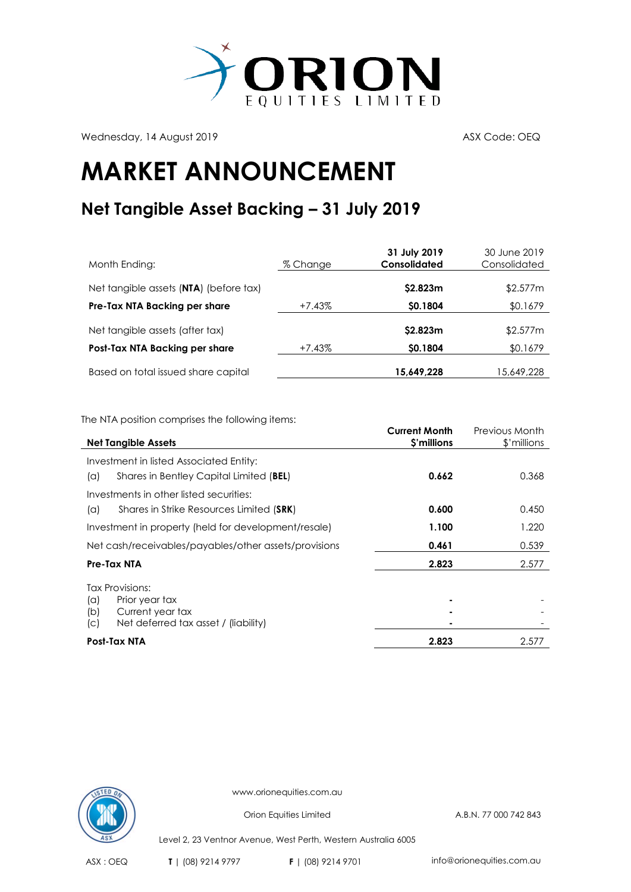# ORION EQUITIES LIMITED

Wednesday, 14 August 2019

ASX Code: OEQ

# MARKET ANNOUNCEMENT

## Net Tangible Asset Backing – 31 July 2019

| Month Ending: | % Change | **31 July 2019 Consolidated** | 30 June 2019 Consolidated |
|---|---|---|---|
| Net tangible assets (**NTA**) (before tax) | | **$2.823m** | $2.577m |
| **Pre-Tax NTA Backing per share** | +7.43% | **$0.1804** | $0.1679 |
| Net tangible assets (after tax) | | **$2.823m** | $2.577m |
| **Post-Tax NTA Backing per share** | +7.43% | **$0.1804** | $0.1679 |
| Based on total issued share capital | | **15,649,228** | 15,649,228 |

The NTA position comprises the following items:

| **Net Tangible Assets** | **Current Month $'millions** | Previous Month $'millions |
|---|---|---|
| Investment in listed Associated Entity: | | |
| (a) Shares in Bentley Capital Limited (**BEL**) | **0.662** | 0.368 |
| Investments in other listed securities: | | |
| (a) Shares in Strike Resources Limited (**SRK**) | **0.600** | 0.450 |
| Investment in property (held for development/resale) | **1.100** | 1.220 |
| Net cash/receivables/payables/other assets/provisions | **0.461** | 0.539 |
| **Pre-Tax NTA** | **2.823** | 2.577 |
| Tax Provisions: | | |
| (a) Prior year tax | **-** | - |
| (b) Current year tax | **-** | - |
| (c) Net deferred tax asset / (liability) | **-** | - |
| **Post-Tax NTA** | **2.823** | 2.577 |

www.orionequities.com.au

Orion Equities Limited

A.B.N. 77 000 742 843

Level 2, 23 Ventnor Avenue, West Perth, Western Australia 6005

ASX : OEQ | **T** | (08) 9214 9797 | **F** | (08) 9214 9701 | info@orionequities.com.au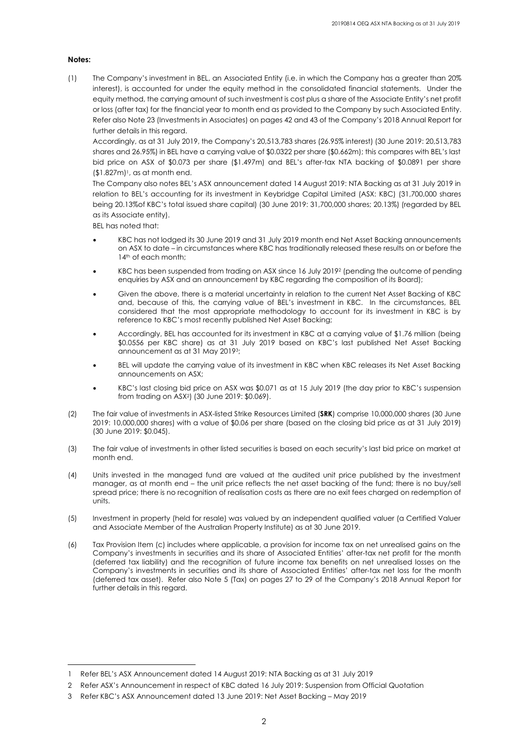**Notes:**

(1) The Company's investment in BEL, an Associated Entity (i.e. in which the Company has a greater than 20% interest), is accounted for under the equity method in the consolidated financial statements. Under the equity method, the carrying amount of such investment is cost plus a share of the Associate Entity's net profit or loss (after tax) for the financial year to month end as provided to the Company by such Associated Entity. Refer also Note 23 (Investments in Associates) on pages 42 and 43 of the Company's 2018 Annual Report for further details in this regard.

Accordingly, as at 31 July 2019, the Company's 20,513,783 shares (26.95% interest) (30 June 2019: 20,513,783 shares and 26.95%) in BEL have a carrying value of $0.0322 per share ($0.662m); this compares with BEL's last bid price on ASX of $0.073 per share ($1.497m) and BEL's after-tax NTA backing of $0.0891 per share ($1.827m)[1], as at month end.

The Company also notes BEL's ASX announcement dated 14 August 2019: NTA Backing as at 31 July 2019 in relation to BEL's accounting for its investment in Keybridge Capital Limited (ASX: KBC) (31,700,000 shares being 20.13%of KBC's total issued share capital) (30 June 2019: 31,700,000 shares; 20.13%) (regarded by BEL as its Associate entity).

BEL has noted that:

- KBC has not lodged its 30 June 2019 and 31 July 2019 month end Net Asset Backing announcements on ASX to date – in circumstances where KBC has traditionally released these results on or before the 14th of each month;
- KBC has been suspended from trading on ASX since 16 July 2019[2] (pending the outcome of pending enquiries by ASX and an announcement by KBC regarding the composition of its Board);
- Given the above, there is a material uncertainty in relation to the current Net Asset Backing of KBC and, because of this, the carrying value of BEL's investment in KBC. In the circumstances, BEL considered that the most appropriate methodology to account for its investment in KBC is by reference to KBC's most recently published Net Asset Backing;
- Accordingly, BEL has accounted for its investment in KBC at a carrying value of $1.76 million (being $0.0556 per KBC share) as at 31 July 2019 based on KBC's last published Net Asset Backing announcement as at 31 May 2019[3];
- BEL will update the carrying value of its investment in KBC when KBC releases its Net Asset Backing announcements on ASX;
- KBC's last closing bid price on ASX was $0.071 as at 15 July 2019 (the day prior to KBC's suspension from trading on ASX[2]) (30 June 2019: $0.069).

(2) The fair value of investments in ASX-listed Strike Resources Limited (**SRK**) comprise 10,000,000 shares (30 June 2019: 10,000,000 shares) with a value of $0.06 per share (based on the closing bid price as at 31 July 2019) (30 June 2019: $0.045).

(3) The fair value of investments in other listed securities is based on each security's last bid price on market at month end.

(4) Units invested in the managed fund are valued at the audited unit price published by the investment manager, as at month end – the unit price reflects the net asset backing of the fund; there is no buy/sell spread price; there is no recognition of realisation costs as there are no exit fees charged on redemption of units.

(5) Investment in property (held for resale) was valued by an independent qualified valuer (a Certified Valuer and Associate Member of the Australian Property Institute) as at 30 June 2019.

(6) Tax Provision Item (c) includes where applicable, a provision for income tax on net unrealised gains on the Company's investments in securities and its share of Associated Entities' after-tax net profit for the month (deferred tax liability) and the recognition of future income tax benefits on net unrealised losses on the Company's investments in securities and its share of Associated Entities' after-tax net loss for the month (deferred tax asset). Refer also Note 5 (Tax) on pages 27 to 29 of the Company's 2018 Annual Report for further details in this regard.

---

1 Refer BEL's ASX Announcement dated 14 August 2019: NTA Backing as at 31 July 2019

2 Refer ASX's Announcement in respect of KBC dated 16 July 2019: Suspension from Official Quotation

3 Refer KBC's ASX Announcement dated 13 June 2019: Net Asset Backing – May 2019